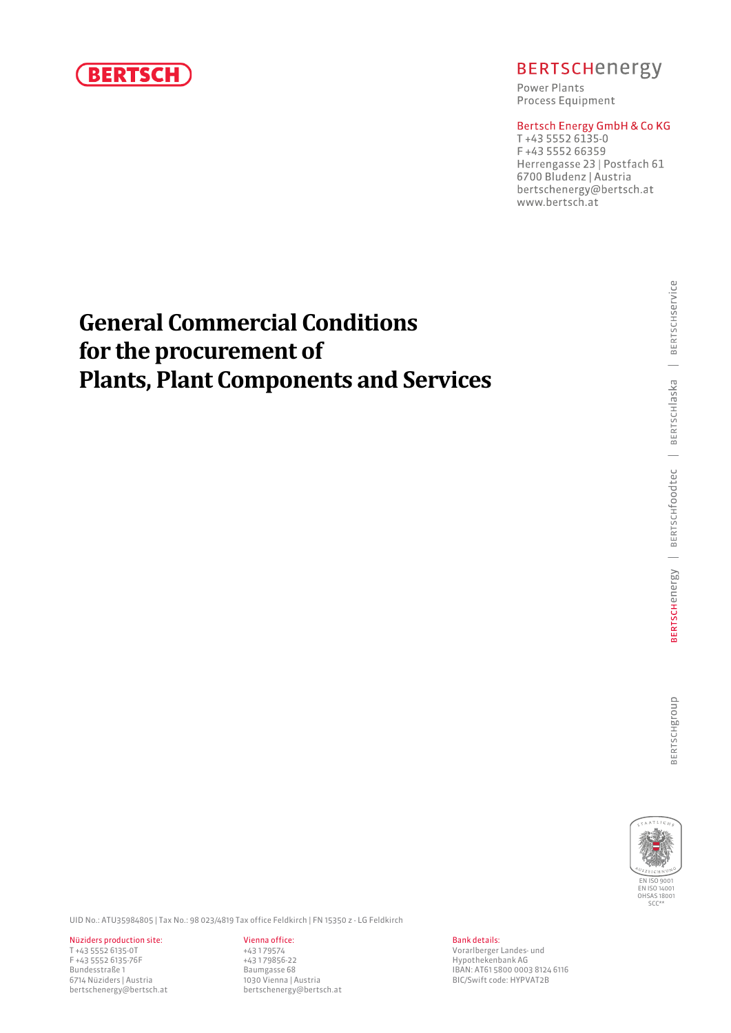BERTSCH

BERTSCHenergy

Power Plants
Process Equipment

Bertsch Energy GmbH & Co KG
T +43 5552 6135-0
F +43 5552 66359
Herrengasse 23 | Postfach 61
6700 Bludenz | Austria
bertschenergy@bertsch.at
www.bertsch.at

# General Commercial Conditions for the procurement of Plants, Plant Components and Services

BERTSCHservice | BERTSCHlaska | BERTSCHfoodtec | BERTSCHenergy

BERTSCHgroup

EN ISO 9001
EN ISO 14001
OHSAS 18001
SCC**

UID No.: ATU35984805 | Tax No.: 98 023/4819 Tax office Feldkirch | FN 15350 z · LG Feldkirch

Nüziders production site:
T +43 5552 6135-0T
F +43 5552 6135-76F
Bundesstraße 1
6714 Nüziders | Austria
bertschenergy@bertsch.at

Vienna office:
+43 1 79574
+43 1 79856-22
Baumgasse 68
1030 Vienna | Austria
bertschenergy@bertsch.at

Bank details:
Vorarlberger Landes- und Hypothekenbank AG
IBAN: AT61 5800 0003 8124 6116
BIC/Swift code: HYPVAT2B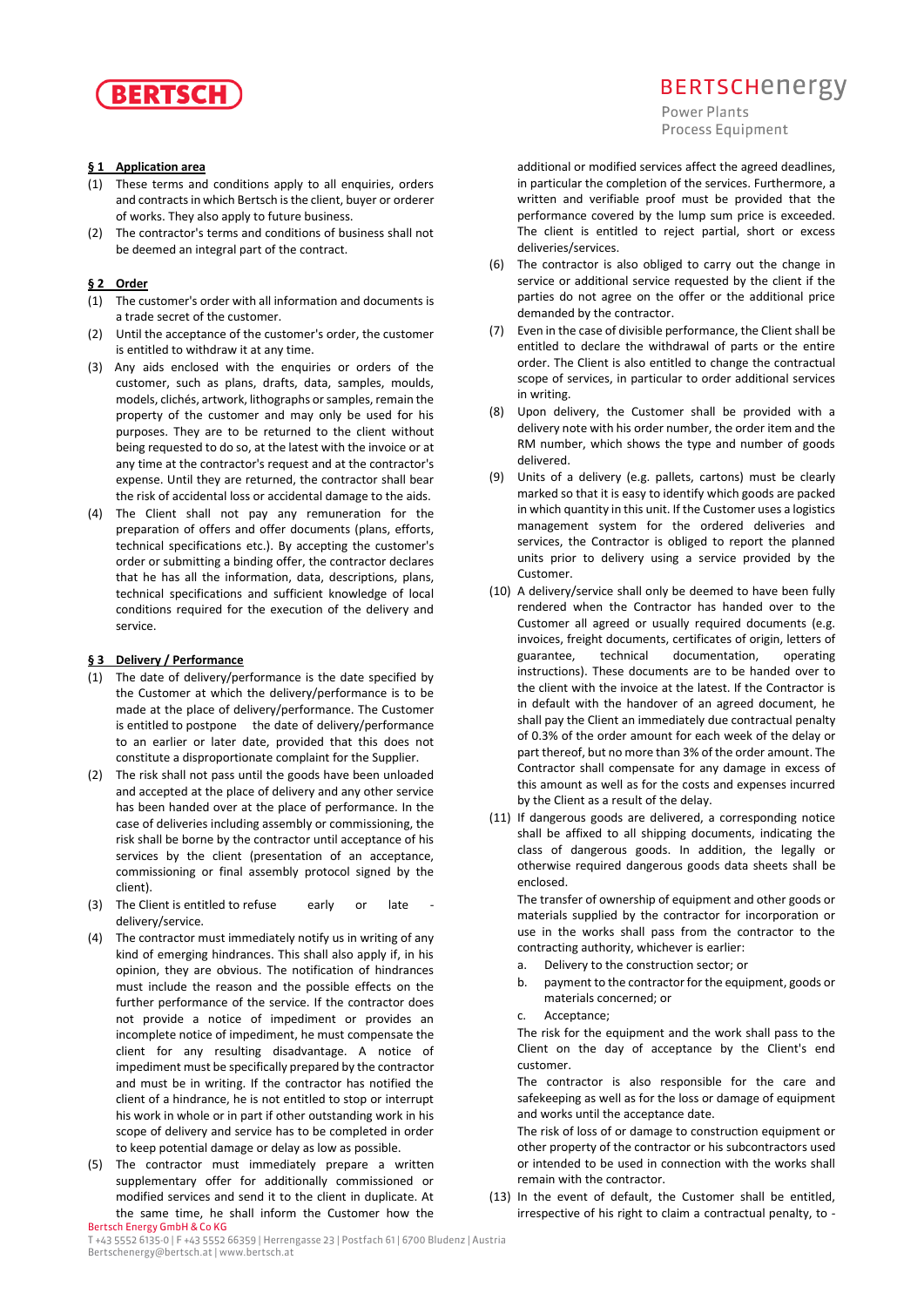## § 1 Application area

(1) These terms and conditions apply to all enquiries, orders and contracts in which Bertsch is the client, buyer or orderer of works. They also apply to future business.

(2) The contractor's terms and conditions of business shall not be deemed an integral part of the contract.

## § 2 Order

(1) The customer's order with all information and documents is a trade secret of the customer.

(2) Until the acceptance of the customer's order, the customer is entitled to withdraw it at any time.

(3) Any aids enclosed with the enquiries or orders of the customer, such as plans, drafts, data, samples, moulds, models, clichés, artwork, lithographs or samples, remain the property of the customer and may only be used for his purposes. They are to be returned to the client without being requested to do so, at the latest with the invoice or at any time at the contractor's request and at the contractor's expense. Until they are returned, the contractor shall bear the risk of accidental loss or accidental damage to the aids.

(4) The Client shall not pay any remuneration for the preparation of offers and offer documents (plans, efforts, technical specifications etc.). By accepting the customer's order or submitting a binding offer, the contractor declares that he has all the information, data, descriptions, plans, technical specifications and sufficient knowledge of local conditions required for the execution of the delivery and service.

## § 3 Delivery / Performance

(1) The date of delivery/performance is the date specified by the Customer at which the delivery/performance is to be made at the place of delivery/performance. The Customer is entitled to postpone the date of delivery/performance to an earlier or later date, provided that this does not constitute a disproportionate complaint for the Supplier.

(2) The risk shall not pass until the goods have been unloaded and accepted at the place of delivery and any other service has been handed over at the place of performance. In the case of deliveries including assembly or commissioning, the risk shall be borne by the contractor until acceptance of his services by the client (presentation of an acceptance, commissioning or final assembly protocol signed by the client).

(3) The Client is entitled to refuse early or late - delivery/service.

(4) The contractor must immediately notify us in writing of any kind of emerging hindrances. This shall also apply if, in his opinion, they are obvious. The notification of hindrances must include the reason and the possible effects on the further performance of the service. If the contractor does not provide a notice of impediment or provides an incomplete notice of impediment, he must compensate the client for any resulting disadvantage. A notice of impediment must be specifically prepared by the contractor and must be in writing. If the contractor has notified the client of a hindrance, he is not entitled to stop or interrupt his work in whole or in part if other outstanding work in his scope of delivery and service has to be completed in order to keep potential damage or delay as low as possible.

(5) The contractor must immediately prepare a written supplementary offer for additionally commissioned or modified services and send it to the client in duplicate. At the same time, he shall inform the Customer how the additional or modified services affect the agreed deadlines, in particular the completion of the services. Furthermore, a written and verifiable proof must be provided that the performance covered by the lump sum price is exceeded. The client is entitled to reject partial, short or excess deliveries/services.

(6) The contractor is also obliged to carry out the change in service or additional service requested by the client if the parties do not agree on the offer or the additional price demanded by the contractor.

(7) Even in the case of divisible performance, the Client shall be entitled to declare the withdrawal of parts or the entire order. The Client is also entitled to change the contractual scope of services, in particular to order additional services in writing.

(8) Upon delivery, the Customer shall be provided with a delivery note with his order number, the order item and the RM number, which shows the type and number of goods delivered.

(9) Units of a delivery (e.g. pallets, cartons) must be clearly marked so that it is easy to identify which goods are packed in which quantity in this unit. If the Customer uses a logistics management system for the ordered deliveries and services, the Contractor is obliged to report the planned units prior to delivery using a service provided by the Customer.

(10) A delivery/service shall only be deemed to have been fully rendered when the Contractor has handed over to the Customer all agreed or usually required documents (e.g. invoices, freight documents, certificates of origin, letters of guarantee, technical documentation, operating instructions). These documents are to be handed over to the client with the invoice at the latest. If the Contractor is in default with the handover of an agreed document, he shall pay the Client an immediately due contractual penalty of 0.3% of the order amount for each week of the delay or part thereof, but no more than 3% of the order amount. The Contractor shall compensate for any damage in excess of this amount as well as for the costs and expenses incurred by the Client as a result of the delay.

(11) If dangerous goods are delivered, a corresponding notice shall be affixed to all shipping documents, indicating the class of dangerous goods. In addition, the legally or otherwise required dangerous goods data sheets shall be enclosed.

The transfer of ownership of equipment and other goods or materials supplied by the contractor for incorporation or use in the works shall pass from the contractor to the contracting authority, whichever is earlier:

a. Delivery to the construction sector; or
b. payment to the contractor for the equipment, goods or materials concerned; or
c. Acceptance;

The risk for the equipment and the work shall pass to the Client on the day of acceptance by the Client's end customer.

The contractor is also responsible for the care and safekeeping as well as for the loss or damage of equipment and works until the acceptance date.

The risk of loss of or damage to construction equipment or other property of the contractor or his subcontractors used or intended to be used in connection with the works shall remain with the contractor.

(13) In the event of default, the Customer shall be entitled, irrespective of his right to claim a contractual penalty, to -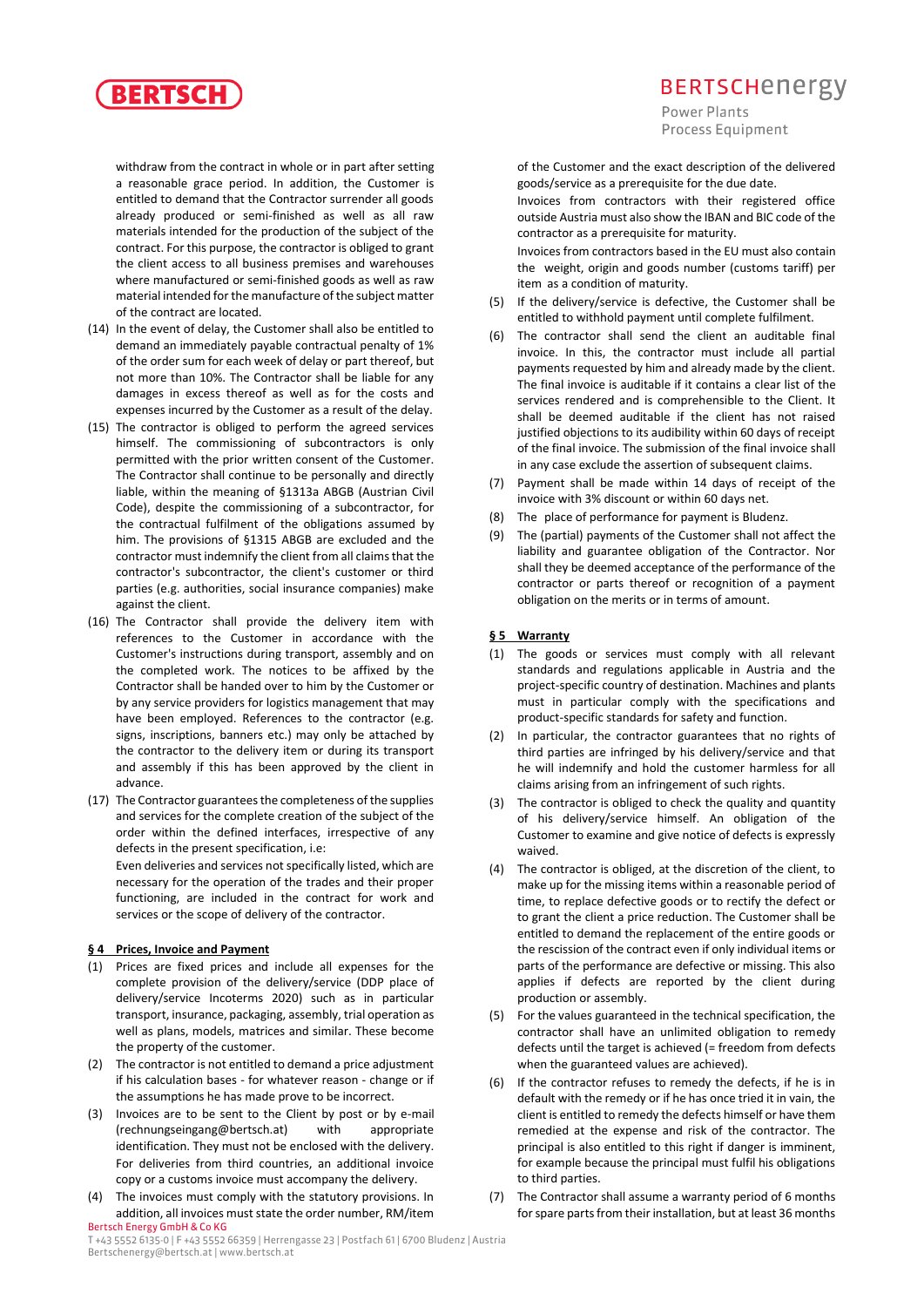withdraw from the contract in whole or in part after setting a reasonable grace period. In addition, the Customer is entitled to demand that the Contractor surrender all goods already produced or semi-finished as well as all raw materials intended for the production of the subject of the contract. For this purpose, the contractor is obliged to grant the client access to all business premises and warehouses where manufactured or semi-finished goods as well as raw material intended for the manufacture of the subject matter of the contract are located.

(14) In the event of delay, the Customer shall also be entitled to demand an immediately payable contractual penalty of 1% of the order sum for each week of delay or part thereof, but not more than 10%. The Contractor shall be liable for any damages in excess thereof as well as for the costs and expenses incurred by the Customer as a result of the delay.

(15) The contractor is obliged to perform the agreed services himself. The commissioning of subcontractors is only permitted with the prior written consent of the Customer. The Contractor shall continue to be personally and directly liable, within the meaning of §1313a ABGB (Austrian Civil Code), despite the commissioning of a subcontractor, for the contractual fulfilment of the obligations assumed by him. The provisions of §1315 ABGB are excluded and the contractor must indemnify the client from all claims that the contractor's subcontractor, the client's customer or third parties (e.g. authorities, social insurance companies) make against the client.

(16) The Contractor shall provide the delivery item with references to the Customer in accordance with the Customer's instructions during transport, assembly and on the completed work. The notices to be affixed by the Contractor shall be handed over to him by the Customer or by any service providers for logistics management that may have been employed. References to the contractor (e.g. signs, inscriptions, banners etc.) may only be attached by the contractor to the delivery item or during its transport and assembly if this has been approved by the client in advance.

(17) The Contractor guarantees the completeness of the supplies and services for the complete creation of the subject of the order within the defined interfaces, irrespective of any defects in the present specification, i.e:
Even deliveries and services not specifically listed, which are necessary for the operation of the trades and their proper functioning, are included in the contract for work and services or the scope of delivery of the contractor.

## § 4 Prices, Invoice and Payment

(1) Prices are fixed prices and include all expenses for the complete provision of the delivery/service (DDP place of delivery/service Incoterms 2020) such as in particular transport, insurance, packaging, assembly, trial operation as well as plans, models, matrices and similar. These become the property of the customer.

(2) The contractor is not entitled to demand a price adjustment if his calculation bases - for whatever reason - change or if the assumptions he has made prove to be incorrect.

(3) Invoices are to be sent to the Client by post or by e-mail (rechnungseingang@bertsch.at) with appropriate identification. They must not be enclosed with the delivery. For deliveries from third countries, an additional invoice copy or a customs invoice must accompany the delivery.

(4) The invoices must comply with the statutory provisions. In addition, all invoices must state the order number, RM/item of the Customer and the exact description of the delivered goods/service as a prerequisite for the due date.
Invoices from contractors with their registered office outside Austria must also show the IBAN and BIC code of the contractor as a prerequisite for maturity.
Invoices from contractors based in the EU must also contain the weight, origin and goods number (customs tariff) per item as a condition of maturity.

(5) If the delivery/service is defective, the Customer shall be entitled to withhold payment until complete fulfilment.

(6) The contractor shall send the client an auditable final invoice. In this, the contractor must include all partial payments requested by him and already made by the client. The final invoice is auditable if it contains a clear list of the services rendered and is comprehensible to the Client. It shall be deemed auditable if the client has not raised justified objections to its audibility within 60 days of receipt of the final invoice. The submission of the final invoice shall in any case exclude the assertion of subsequent claims.

(7) Payment shall be made within 14 days of receipt of the invoice with 3% discount or within 60 days net.

(8) The place of performance for payment is Bludenz.

(9) The (partial) payments of the Customer shall not affect the liability and guarantee obligation of the Contractor. Nor shall they be deemed acceptance of the performance of the contractor or parts thereof or recognition of a payment obligation on the merits or in terms of amount.

## § 5 Warranty

(1) The goods or services must comply with all relevant standards and regulations applicable in Austria and the project-specific country of destination. Machines and plants must in particular comply with the specifications and product-specific standards for safety and function.

(2) In particular, the contractor guarantees that no rights of third parties are infringed by his delivery/service and that he will indemnify and hold the customer harmless for all claims arising from an infringement of such rights.

(3) The contractor is obliged to check the quality and quantity of his delivery/service himself. An obligation of the Customer to examine and give notice of defects is expressly waived.

(4) The contractor is obliged, at the discretion of the client, to make up for the missing items within a reasonable period of time, to replace defective goods or to rectify the defect or to grant the client a price reduction. The Customer shall be entitled to demand the replacement of the entire goods or the rescission of the contract even if only individual items or parts of the performance are defective or missing. This also applies if defects are reported by the client during production or assembly.

(5) For the values guaranteed in the technical specification, the contractor shall have an unlimited obligation to remedy defects until the target is achieved (= freedom from defects when the guaranteed values are achieved).

(6) If the contractor refuses to remedy the defects, if he is in default with the remedy or if he has once tried it in vain, the client is entitled to remedy the defects himself or have them remedied at the expense and risk of the contractor. The principal is also entitled to this right if danger is imminent, for example because the principal must fulfil his obligations to third parties.

(7) The Contractor shall assume a warranty period of 6 months for spare parts from their installation, but at least 36 months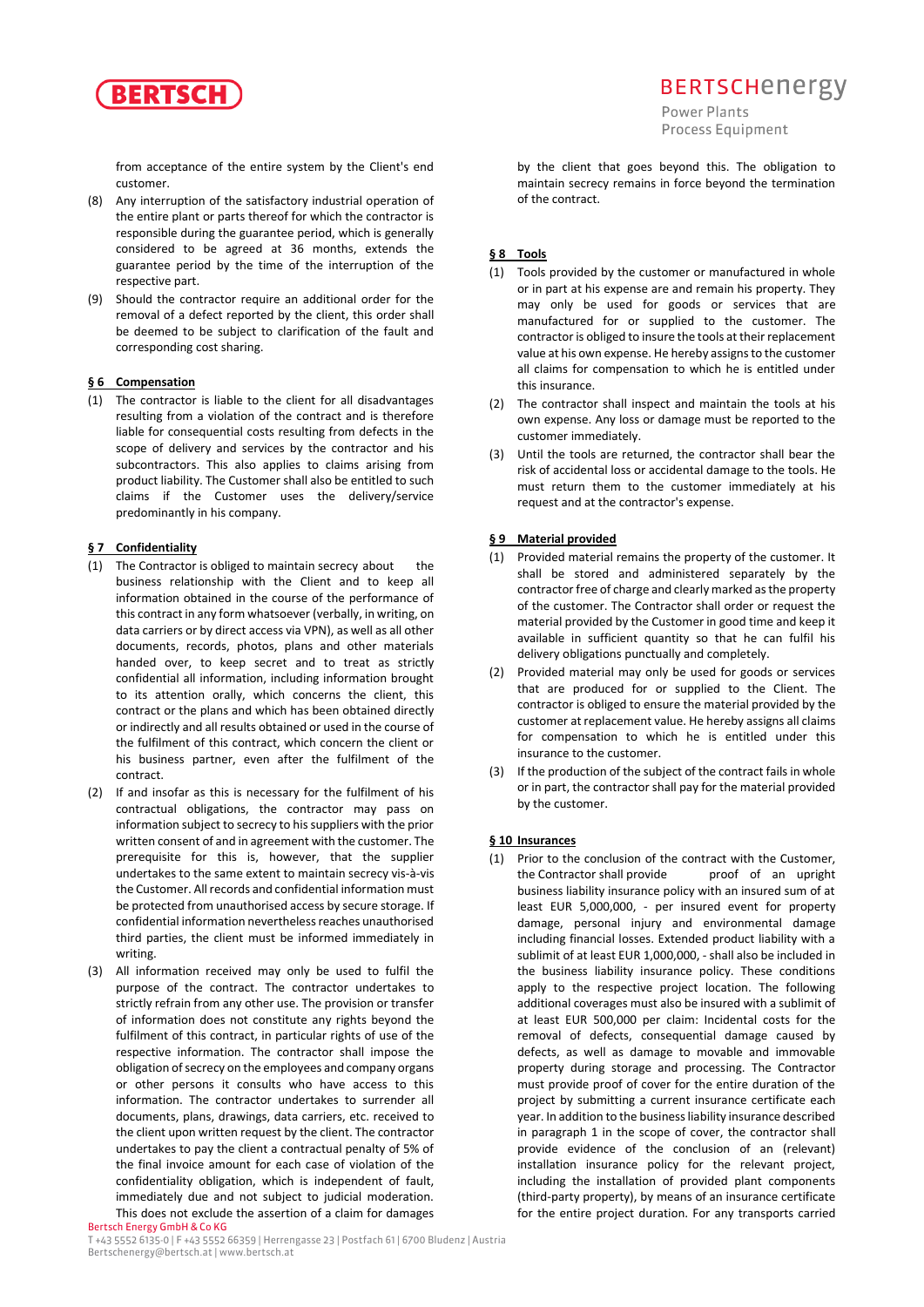from acceptance of the entire system by the Client's end customer.

(8) Any interruption of the satisfactory industrial operation of the entire plant or parts thereof for which the contractor is responsible during the guarantee period, which is generally considered to be agreed at 36 months, extends the guarantee period by the time of the interruption of the respective part.

(9) Should the contractor require an additional order for the removal of a defect reported by the client, this order shall be deemed to be subject to clarification of the fault and corresponding cost sharing.

## § 6 Compensation

(1) The contractor is liable to the client for all disadvantages resulting from a violation of the contract and is therefore liable for consequential costs resulting from defects in the scope of delivery and services by the contractor and his subcontractors. This also applies to claims arising from product liability. The Customer shall also be entitled to such claims if the Customer uses the delivery/service predominantly in his company.

## § 7 Confidentiality

(1) The Contractor is obliged to maintain secrecy about the business relationship with the Client and to keep all information obtained in the course of the performance of this contract in any form whatsoever (verbally, in writing, on data carriers or by direct access via VPN), as well as all other documents, records, photos, plans and other materials handed over, to keep secret and to treat as strictly confidential all information, including information brought to its attention orally, which concerns the client, this contract or the plans and which has been obtained directly or indirectly and all results obtained or used in the course of the fulfilment of this contract, which concern the client or his business partner, even after the fulfilment of the contract.

(2) If and insofar as this is necessary for the fulfilment of his contractual obligations, the contractor may pass on information subject to secrecy to his suppliers with the prior written consent of and in agreement with the customer. The prerequisite for this is, however, that the supplier undertakes to the same extent to maintain secrecy vis-à-vis the Customer. All records and confidential information must be protected from unauthorised access by secure storage. If confidential information nevertheless reaches unauthorised third parties, the client must be informed immediately in writing.

(3) All information received may only be used to fulfil the purpose of the contract. The contractor undertakes to strictly refrain from any other use. The provision or transfer of information does not constitute any rights beyond the fulfilment of this contract, in particular rights of use of the respective information. The contractor shall impose the obligation of secrecy on the employees and company organs or other persons it consults who have access to this information. The contractor undertakes to surrender all documents, plans, drawings, data carriers, etc. received to the client upon written request by the client. The contractor undertakes to pay the client a contractual penalty of 5% of the final invoice amount for each case of violation of the confidentiality obligation, which is independent of fault, immediately due and not subject to judicial moderation. This does not exclude the assertion of a claim for damages by the client that goes beyond this. The obligation to maintain secrecy remains in force beyond the termination of the contract.

## § 8 Tools

(1) Tools provided by the customer or manufactured in whole or in part at his expense are and remain his property. They may only be used for goods or services that are manufactured for or supplied to the customer. The contractor is obliged to insure the tools at their replacement value at his own expense. He hereby assigns to the customer all claims for compensation to which he is entitled under this insurance.

(2) The contractor shall inspect and maintain the tools at his own expense. Any loss or damage must be reported to the customer immediately.

(3) Until the tools are returned, the contractor shall bear the risk of accidental loss or accidental damage to the tools. He must return them to the customer immediately at his request and at the contractor's expense.

## § 9 Material provided

(1) Provided material remains the property of the customer. It shall be stored and administered separately by the contractor free of charge and clearly marked as the property of the customer. The Contractor shall order or request the material provided by the Customer in good time and keep it available in sufficient quantity so that he can fulfil his delivery obligations punctually and completely.

(2) Provided material may only be used for goods or services that are produced for or supplied to the Client. The contractor is obliged to ensure the material provided by the customer at replacement value. He hereby assigns all claims for compensation to which he is entitled under this insurance to the customer.

(3) If the production of the subject of the contract fails in whole or in part, the contractor shall pay for the material provided by the customer.

## § 10 Insurances

(1) Prior to the conclusion of the contract with the Customer, the Contractor shall provide proof of an upright business liability insurance policy with an insured sum of at least EUR 5,000,000, - per insured event for property damage, personal injury and environmental damage including financial losses. Extended product liability with a sublimit of at least EUR 1,000,000, - shall also be included in the business liability insurance policy. These conditions apply to the respective project location. The following additional coverages must also be insured with a sublimit of at least EUR 500,000 per claim: Incidental costs for the removal of defects, consequential damage caused by defects, as well as damage to movable and immovable property during storage and processing. The Contractor must provide proof of cover for the entire duration of the project by submitting a current insurance certificate each year. In addition to the business liability insurance described in paragraph 1 in the scope of cover, the contractor shall provide evidence of the conclusion of an (relevant) installation insurance policy for the relevant project, including the installation of provided plant components (third-party property), by means of an insurance certificate for the entire project duration. For any transports carried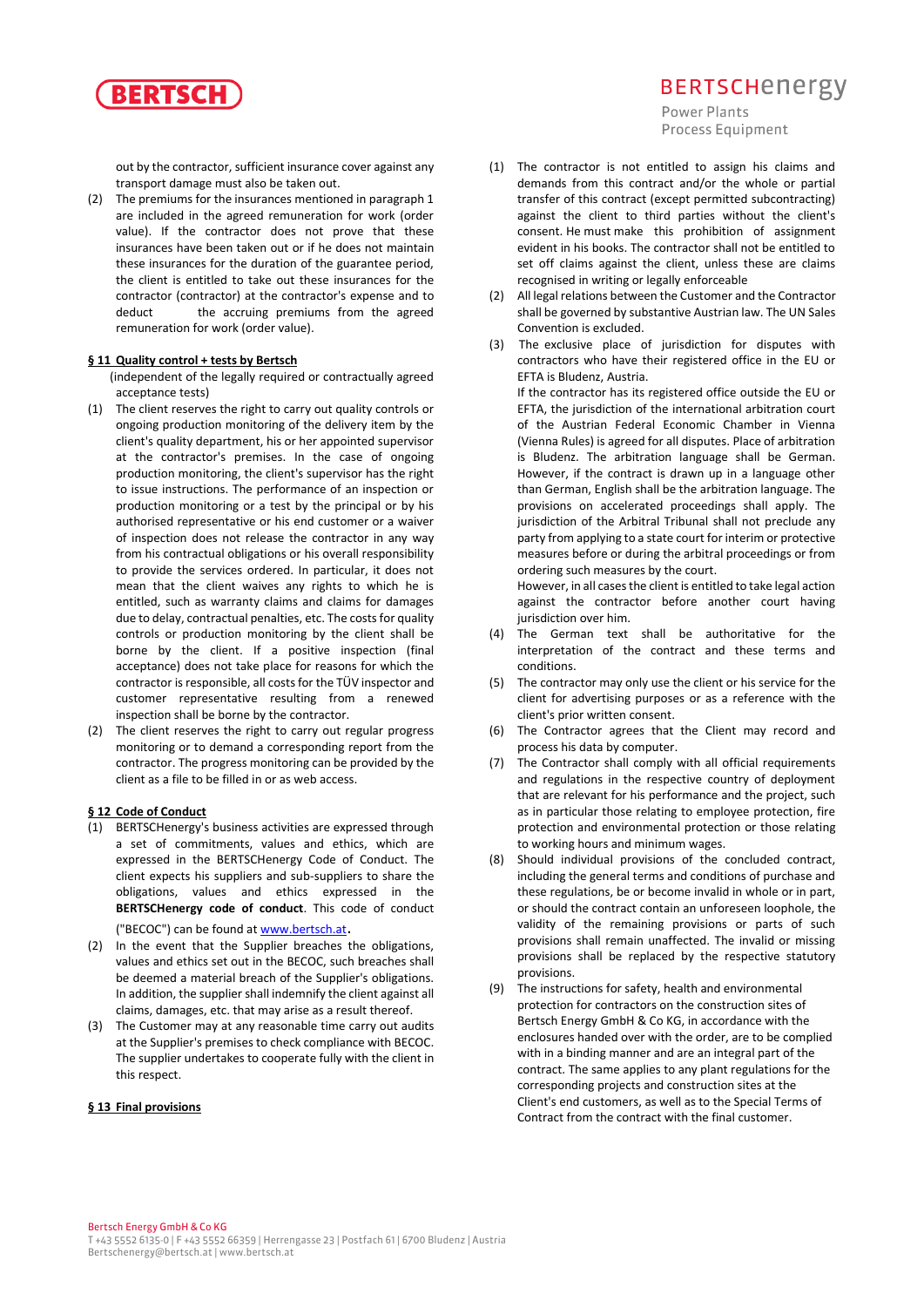out by the contractor, sufficient insurance cover against any transport damage must also be taken out.

(2) The premiums for the insurances mentioned in paragraph 1 are included in the agreed remuneration for work (order value). If the contractor does not prove that these insurances have been taken out or if he does not maintain these insurances for the duration of the guarantee period, the client is entitled to take out these insurances for the contractor (contractor) at the contractor's expense and to deduct the accruing premiums from the agreed remuneration for work (order value).

## § 11 Quality control + tests by Bertsch

(independent of the legally required or contractually agreed acceptance tests)

(1) The client reserves the right to carry out quality controls or ongoing production monitoring of the delivery item by the client's quality department, his or her appointed supervisor at the contractor's premises. In the case of ongoing production monitoring, the client's supervisor has the right to issue instructions. The performance of an inspection or production monitoring or a test by the principal or by his authorised representative or his end customer or a waiver of inspection does not release the contractor in any way from his contractual obligations or his overall responsibility to provide the services ordered. In particular, it does not mean that the client waives any rights to which he is entitled, such as warranty claims and claims for damages due to delay, contractual penalties, etc. The costs for quality controls or production monitoring by the client shall be borne by the client. If a positive inspection (final acceptance) does not take place for reasons for which the contractor is responsible, all costs for the TÜV inspector and customer representative resulting from a renewed inspection shall be borne by the contractor.

(2) The client reserves the right to carry out regular progress monitoring or to demand a corresponding report from the contractor. The progress monitoring can be provided by the client as a file to be filled in or as web access.

## § 12 Code of Conduct

(1) BERTSCHenergy's business activities are expressed through a set of commitments, values and ethics, which are expressed in the BERTSCHenergy Code of Conduct. The client expects his suppliers and sub-suppliers to share the obligations, values and ethics expressed in the **BERTSCHenergy code of conduct**. This code of conduct ("BECOC") can be found at www.bertsch.at.

(2) In the event that the Supplier breaches the obligations, values and ethics set out in the BECOC, such breaches shall be deemed a material breach of the Supplier's obligations. In addition, the supplier shall indemnify the client against all claims, damages, etc. that may arise as a result thereof.

(3) The Customer may at any reasonable time carry out audits at the Supplier's premises to check compliance with BECOC. The supplier undertakes to cooperate fully with the client in this respect.

## § 13 Final provisions

(1) The contractor is not entitled to assign his claims and demands from this contract and/or the whole or partial transfer of this contract (except permitted subcontracting) against the client to third parties without the client's consent. He must make this prohibition of assignment evident in his books. The contractor shall not be entitled to set off claims against the client, unless these are claims recognised in writing or legally enforceable

(2) All legal relations between the Customer and the Contractor shall be governed by substantive Austrian law. The UN Sales Convention is excluded.

(3) The exclusive place of jurisdiction for disputes with contractors who have their registered office in the EU or EFTA is Bludenz, Austria.
If the contractor has its registered office outside the EU or EFTA, the jurisdiction of the international arbitration court of the Austrian Federal Economic Chamber in Vienna (Vienna Rules) is agreed for all disputes. Place of arbitration is Bludenz. The arbitration language shall be German. However, if the contract is drawn up in a language other than German, English shall be the arbitration language. The provisions on accelerated proceedings shall apply. The jurisdiction of the Arbitral Tribunal shall not preclude any party from applying to a state court for interim or protective measures before or during the arbitral proceedings or from ordering such measures by the court.
However, in all cases the client is entitled to take legal action against the contractor before another court having jurisdiction over him.

(4) The German text shall be authoritative for the interpretation of the contract and these terms and conditions.

(5) The contractor may only use the client or his service for the client for advertising purposes or as a reference with the client's prior written consent.

(6) The Contractor agrees that the Client may record and process his data by computer.

(7) The Contractor shall comply with all official requirements and regulations in the respective country of deployment that are relevant for his performance and the project, such as in particular those relating to employee protection, fire protection and environmental protection or those relating to working hours and minimum wages.

(8) Should individual provisions of the concluded contract, including the general terms and conditions of purchase and these regulations, be or become invalid in whole or in part, or should the contract contain an unforeseen loophole, the validity of the remaining provisions or parts of such provisions shall remain unaffected. The invalid or missing provisions shall be replaced by the respective statutory provisions.

(9) The instructions for safety, health and environmental protection for contractors on the construction sites of Bertsch Energy GmbH & Co KG, in accordance with the enclosures handed over with the order, are to be complied with in a binding manner and are an integral part of the contract. The same applies to any plant regulations for the corresponding projects and construction sites at the Client's end customers, as well as to the Special Terms of Contract from the contract with the final customer.